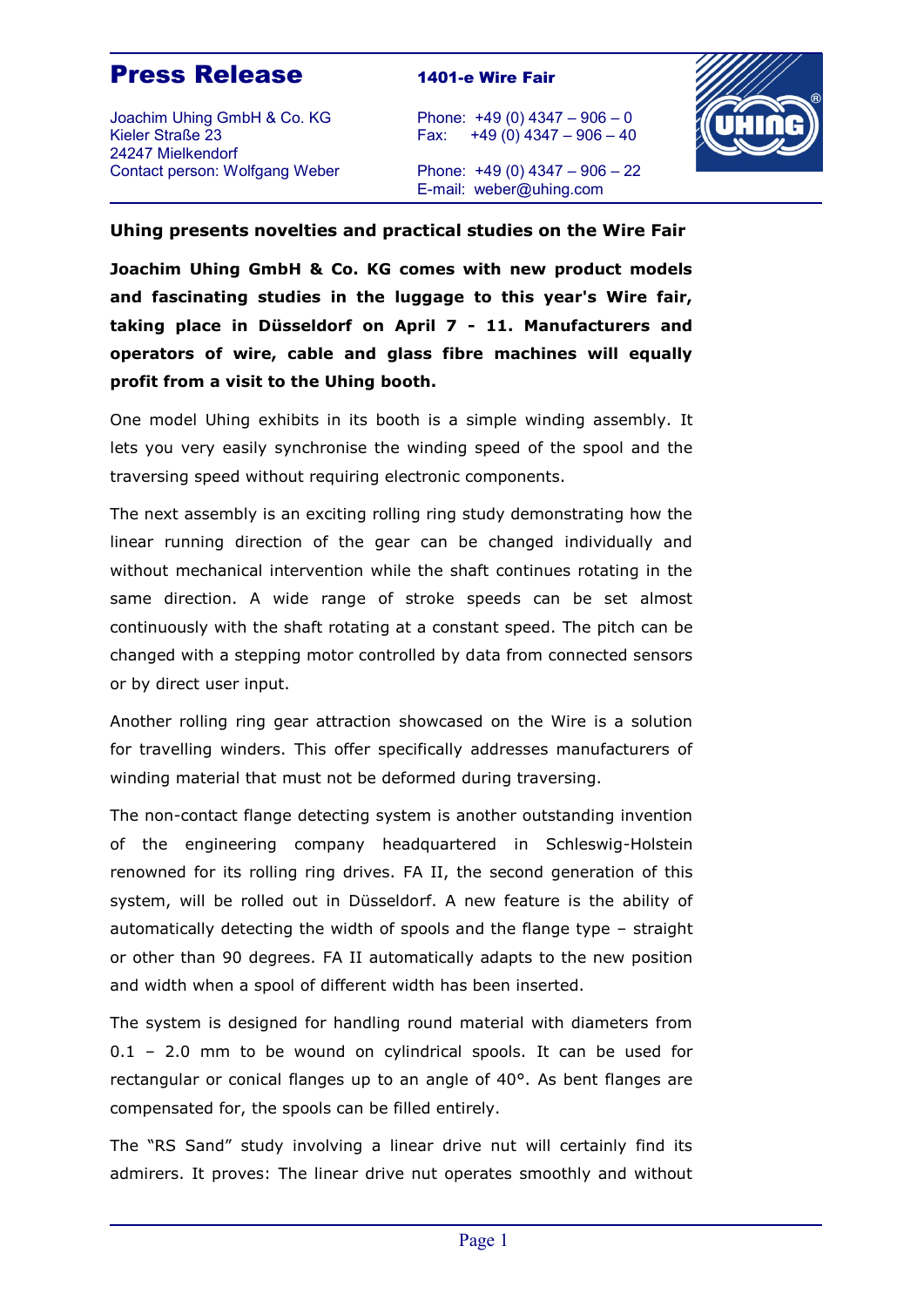# Press Release

**1401-e Wire Fair**

Joachim Uhing GmbH & Co. KG
Kieler Straße 23
24247 Mielkendorf
Contact person: Wolfgang Weber

Phone: +49 (0) 4347 – 906 – 0
Fax: +49 (0) 4347 – 906 – 40

Phone: +49 (0) 4347 – 906 – 22
E-mail: weber@uhing.com

## Uhing presents novelties and practical studies on the Wire Fair

**Joachim Uhing GmbH & Co. KG comes with new product models and fascinating studies in the luggage to this year's Wire fair, taking place in Düsseldorf on April 7 - 11. Manufacturers and operators of wire, cable and glass fibre machines will equally profit from a visit to the Uhing booth.**

One model Uhing exhibits in its booth is a simple winding assembly. It lets you very easily synchronise the winding speed of the spool and the traversing speed without requiring electronic components.

The next assembly is an exciting rolling ring study demonstrating how the linear running direction of the gear can be changed individually and without mechanical intervention while the shaft continues rotating in the same direction. A wide range of stroke speeds can be set almost continuously with the shaft rotating at a constant speed. The pitch can be changed with a stepping motor controlled by data from connected sensors or by direct user input.

Another rolling ring gear attraction showcased on the Wire is a solution for travelling winders. This offer specifically addresses manufacturers of winding material that must not be deformed during traversing.

The non-contact flange detecting system is another outstanding invention of the engineering company headquartered in Schleswig-Holstein renowned for its rolling ring drives. FA II, the second generation of this system, will be rolled out in Düsseldorf. A new feature is the ability of automatically detecting the width of spools and the flange type – straight or other than 90 degrees. FA II automatically adapts to the new position and width when a spool of different width has been inserted.

The system is designed for handling round material with diameters from 0.1 – 2.0 mm to be wound on cylindrical spools. It can be used for rectangular or conical flanges up to an angle of 40°. As bent flanges are compensated for, the spools can be filled entirely.

The "RS Sand" study involving a linear drive nut will certainly find its admirers. It proves: The linear drive nut operates smoothly and without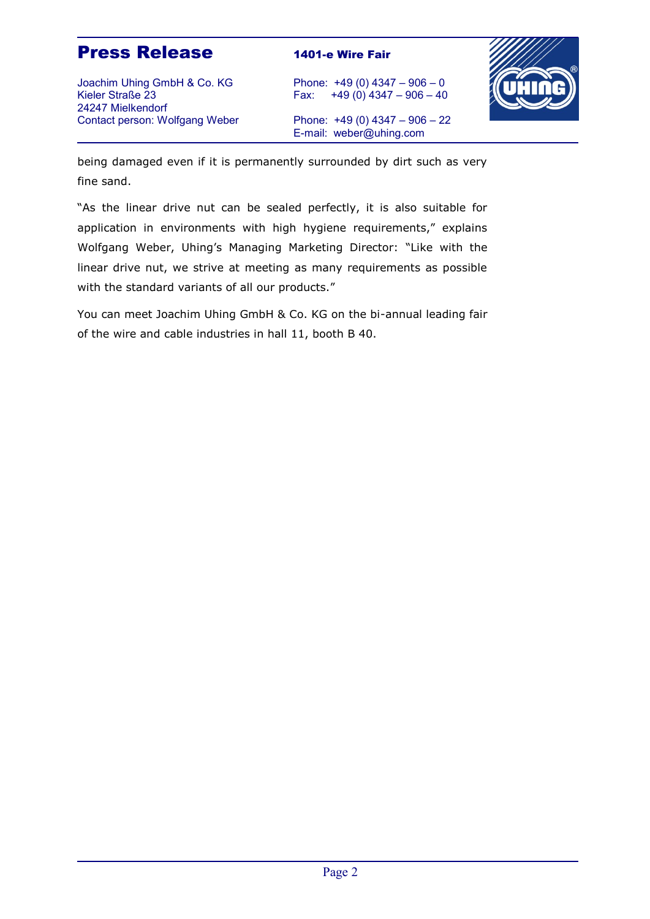being damaged even if it is permanently surrounded by dirt such as very fine sand.

"As the linear drive nut can be sealed perfectly, it is also suitable for application in environments with high hygiene requirements," explains Wolfgang Weber, Uhing's Managing Marketing Director: "Like with the linear drive nut, we strive at meeting as many requirements as possible with the standard variants of all our products."

You can meet Joachim Uhing GmbH & Co. KG on the bi-annual leading fair of the wire and cable industries in hall 11, booth B 40.